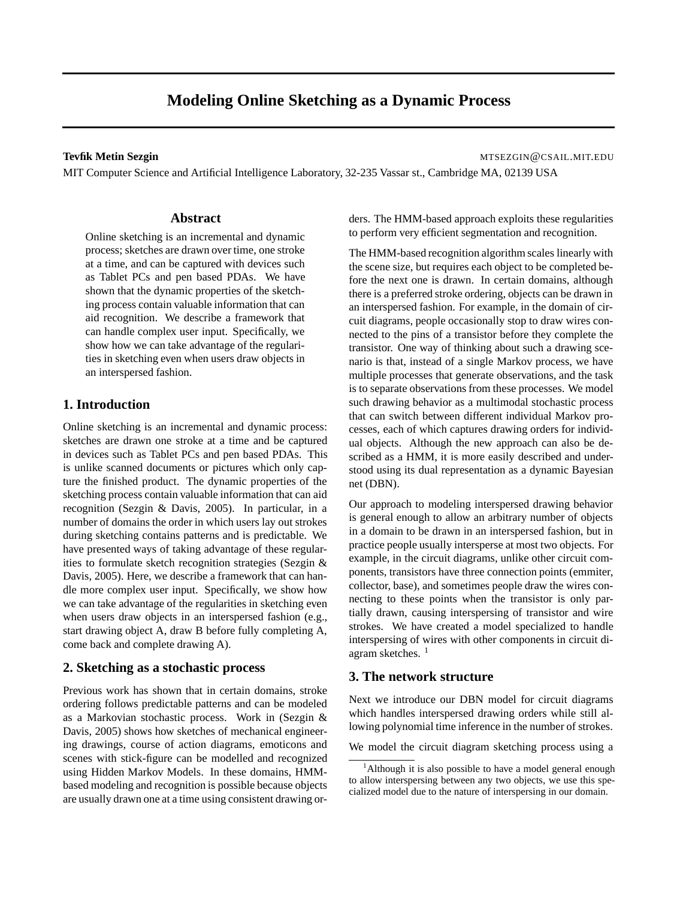# Modeling Online Sketching as a Dynamic Process

**Tevfik Metin Sezgin** MTSEZGIN@CSAIL.MIT.EDU

MIT Computer Science and Artificial Intelligence Laboratory, 32-235 Vassar st., Cambridge MA, 02139 USA

## Abstract

Online sketching is an incremental and dynamic process; sketches are drawn over time, one stroke at a time, and can be captured with devices such as Tablet PCs and pen based PDAs. We have shown that the dynamic properties of the sketching process contain valuable information that can aid recognition. We describe a framework that can handle complex user input. Specifically, we show how we can take advantage of the regularities in sketching even when users draw objects in an interspersed fashion.

## 1. Introduction

Online sketching is an incremental and dynamic process: sketches are drawn one stroke at a time and be captured in devices such as Tablet PCs and pen based PDAs. This is unlike scanned documents or pictures which only capture the finished product. The dynamic properties of the sketching process contain valuable information that can aid recognition (Sezgin & Davis, 2005). In particular, in a number of domains the order in which users lay out strokes during sketching contains patterns and is predictable. We have presented ways of taking advantage of these regularities to formulate sketch recognition strategies (Sezgin & Davis, 2005). Here, we describe a framework that can handle more complex user input. Specifically, we show how we can take advantage of the regularities in sketching even when users draw objects in an interspersed fashion (e.g., start drawing object A, draw B before fully completing A, come back and complete drawing A).

## 2. Sketching as a stochastic process

Previous work has shown that in certain domains, stroke ordering follows predictable patterns and can be modeled as a Markovian stochastic process. Work in (Sezgin & Davis, 2005) shows how sketches of mechanical engineering drawings, course of action diagrams, emoticons and scenes with stick-figure can be modelled and recognized using Hidden Markov Models. In these domains, HMM-based modeling and recognition is possible because objects are usually drawn one at a time using consistent drawing orders. The HMM-based approach exploits these regularities to perform very efficient segmentation and recognition.

The HMM-based recognition algorithm scales linearly with the scene size, but requires each object to be completed before the next one is drawn. In certain domains, although there is a preferred stroke ordering, objects can be drawn in an interspersed fashion. For example, in the domain of circuit diagrams, people occasionally stop to draw wires connected to the pins of a transistor before they complete the transistor. One way of thinking about such a drawing scenario is that, instead of a single Markov process, we have multiple processes that generate observations, and the task is to separate observations from these processes. We model such drawing behavior as a multimodal stochastic process that can switch between different individual Markov processes, each of which captures drawing orders for individual objects. Although the new approach can also be described as a HMM, it is more easily described and understood using its dual representation as a dynamic Bayesian net (DBN).

Our approach to modeling interspersed drawing behavior is general enough to allow an arbitrary number of objects in a domain to be drawn in an interspersed fashion, but in practice people usually intersperse at most two objects. For example, in the circuit diagrams, unlike other circuit components, transistors have three connection points (emmiter, collector, base), and sometimes people draw the wires connecting to these points when the transistor is only partially drawn, causing interspersing of transistor and wire strokes. We have created a model specialized to handle interspersing of wires with other components in circuit diagram sketches. [1]

## 3. The network structure

Next we introduce our DBN model for circuit diagrams which handles interspersed drawing orders while still allowing polynomial time inference in the number of strokes.

We model the circuit diagram sketching process using a

[1] Although it is also possible to have a model general enough to allow interspersing between any two objects, we use this specialized model due to the nature of interspersing in our domain.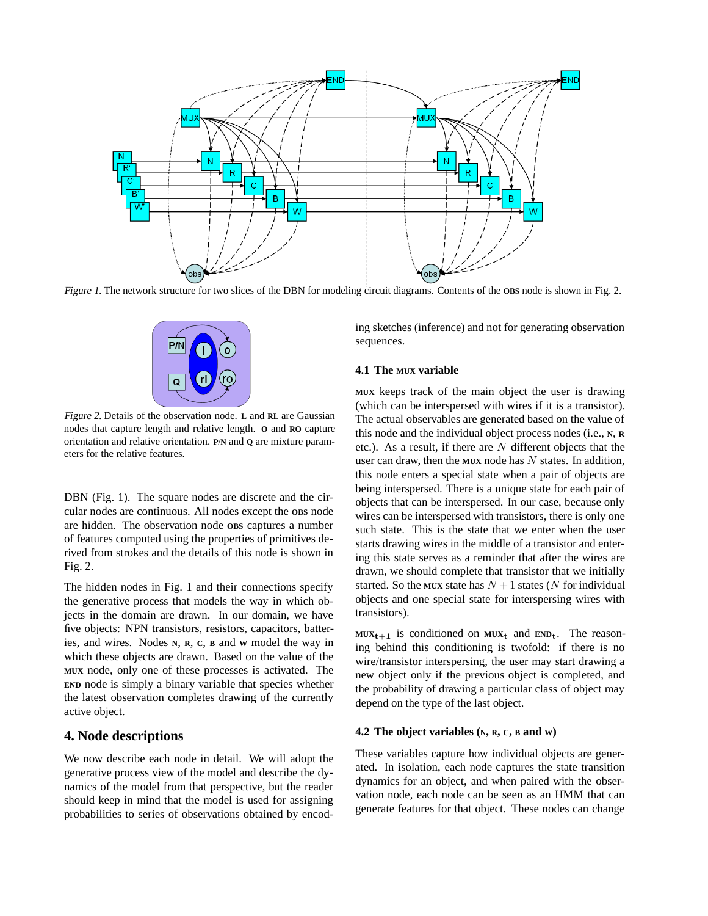*Figure 1.* The network structure for two slices of the DBN for modeling circuit diagrams. Contents of the OBS node is shown in Fig. 2.

*Figure 2.* Details of the observation node. L and RL are Gaussian nodes that capture length and relative length. O and RO capture orientation and relative orientation. P/N and Q are mixture parameters for the relative features.

DBN (Fig. 1). The square nodes are discrete and the circular nodes are continuous. All nodes except the OBS node are hidden. The observation node OBS captures a number of features computed using the properties of primitives derived from strokes and the details of this node is shown in Fig. 2.

The hidden nodes in Fig. 1 and their connections specify the generative process that models the way in which objects in the domain are drawn. In our domain, we have five objects: NPN transistors, resistors, capacitors, batteries, and wires. Nodes N, R, C, B and W model the way in which these objects are drawn. Based on the value of the MUX node, only one of these processes is activated. The END node is simply a binary variable that species whether the latest observation completes drawing of the currently active object.

## 4. Node descriptions

We now describe each node in detail. We will adopt the generative process view of the model and describe the dynamics of the model from that perspective, but the reader should keep in mind that the model is used for assigning probabilities to series of observations obtained by encoding sketches (inference) and not for generating observation sequences.

### 4.1 The MUX variable

MUX keeps track of the main object the user is drawing (which can be interspersed with wires if it is a transistor). The actual observables are generated based on the value of this node and the individual object process nodes (i.e., N, R etc.). As a result, if there are $N$ different objects that the user can draw, then the MUX node has $N$ states. In addition, this node enters a special state when a pair of objects are being interspersed. There is a unique state for each pair of objects that can be interspersed. In our case, because only wires can be interspersed with transistors, there is only one such state. This is the state that we enter when the user starts drawing wires in the middle of a transistor and entering this state serves as a reminder that after the wires are drawn, we should complete that transistor that we initially started. So the MUX state has $N + 1$ states ($N$ for individual objects and one special state for interspersing wires with transistors).

$\text{MUX}_{t+1}$ is conditioned on $\text{MUX}_t$ and $\text{END}_t$. The reasoning behind this conditioning is twofold: if there is no wire/transistor interspersing, the user may start drawing a new object only if the previous object is completed, and the probability of drawing a particular class of object may depend on the type of the last object.

### 4.2 The object variables (N, R, C, B and W)

These variables capture how individual objects are generated. In isolation, each node captures the state transition dynamics for an object, and when paired with the observation node, each node can be seen as an HMM that can generate features for that object. These nodes can change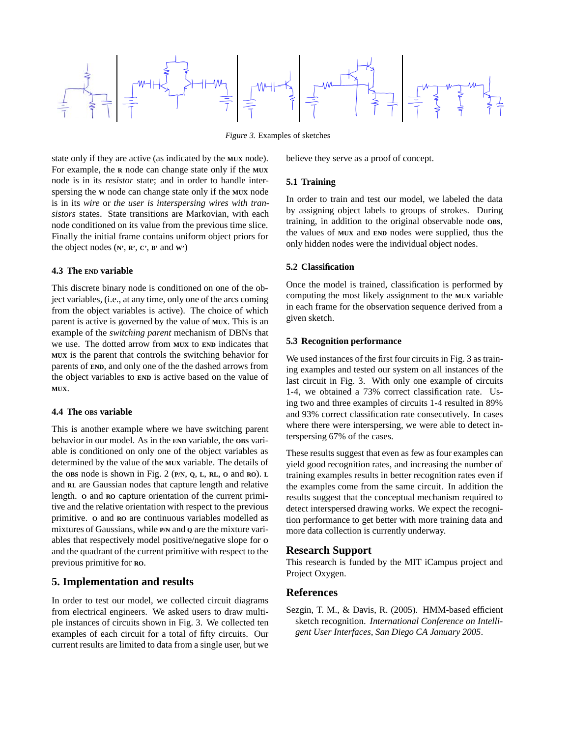*Figure 3.* Examples of sketches

state only if they are active (as indicated by the MUX node). For example, the R node can change state only if the MUX node is in its *resistor* state; and in order to handle interspersing the W node can change state only if the MUX node is in its *wire* or *the user is interspersing wires with transistors* states. State transitions are Markovian, with each node conditioned on its value from the previous time slice. Finally the initial frame contains uniform object priors for the object nodes (N', R', C', B' and W')

### 4.3 The END variable

This discrete binary node is conditioned on one of the object variables, (i.e., at any time, only one of the arcs coming from the object variables is active). The choice of which parent is active is governed by the value of MUX. This is an example of the *switching parent* mechanism of DBNs that we use. The dotted arrow from MUX to END indicates that MUX is the parent that controls the switching behavior for parents of END, and only one of the the dashed arrows from the object variables to END is active based on the value of MUX.

### 4.4 The OBS variable

This is another example where we have switching parent behavior in our model. As in the END variable, the OBS variable is conditioned on only one of the object variables as determined by the value of the MUX variable. The details of the OBS node is shown in Fig. 2 (P/N, Q, L, RL, O and RO). L and RL are Gaussian nodes that capture length and relative length. O and RO capture orientation of the current primitive and the relative orientation with respect to the previous primitive. O and RO are continuous variables modelled as mixtures of Gaussians, while P/N and Q are the mixture variables that respectively model positive/negative slope for O and the quadrant of the current primitive with respect to the previous primitive for RO.

## 5. Implementation and results

In order to test our model, we collected circuit diagrams from electrical engineers. We asked users to draw multiple instances of circuits shown in Fig. 3. We collected ten examples of each circuit for a total of fifty circuits. Our current results are limited to data from a single user, but we believe they serve as a proof of concept.

### 5.1 Training

In order to train and test our model, we labeled the data by assigning object labels to groups of strokes. During training, in addition to the original observable node OBS, the values of MUX and END nodes were supplied, thus the only hidden nodes were the individual object nodes.

### 5.2 Classification

Once the model is trained, classification is performed by computing the most likely assignment to the MUX variable in each frame for the observation sequence derived from a given sketch.

### 5.3 Recognition performance

We used instances of the first four circuits in Fig. 3 as training examples and tested our system on all instances of the last circuit in Fig. 3. With only one example of circuits 1-4, we obtained a 73% correct classification rate. Using two and three examples of circuits 1-4 resulted in 89% and 93% correct classification rate consecutively. In cases where there were interspersing, we were able to detect interspersing 67% of the cases.

These results suggest that even as few as four examples can yield good recognition rates, and increasing the number of training examples results in better recognition rates even if the examples come from the same circuit. In addition the results suggest that the conceptual mechanism required to detect interspersed drawing works. We expect the recognition performance to get better with more training data and more data collection is currently underway.

## Research Support

This research is funded by the MIT iCampus project and Project Oxygen.

## References

Sezgin, T. M., & Davis, R. (2005). HMM-based efficient sketch recognition. *International Conference on Intelligent User Interfaces, San Diego CA January 2005*.